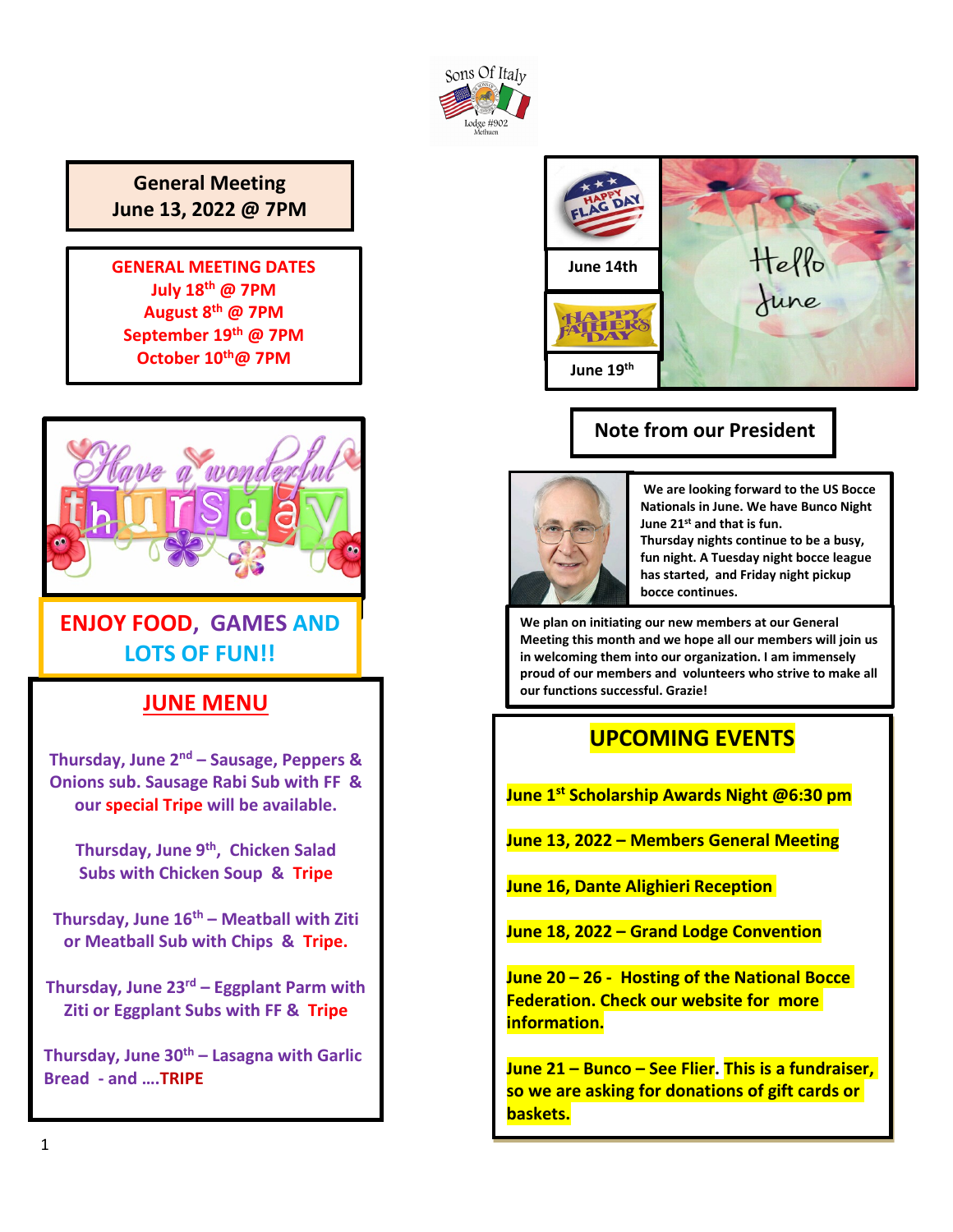Sons Of Italy Lodge #902 Methuen

**General Meeting**
**June 13, 2022 @ 7PM**

**GENERAL MEETING DATES**
**July 18th @ 7PM**
**August 8th @ 7PM**
**September 19th @ 7PM**
**October 10th@ 7PM**

Have a wonderful thursday

**ENJOY FOOD, GAMES AND LOTS OF FUN!!**

## JUNE MENU

**Thursday, June 2nd – Sausage, Peppers & Onions sub. Sausage Rabi Sub with FF & our special Tripe will be available.**

**Thursday, June 9th, Chicken Salad Subs with Chicken Soup & Tripe**

**Thursday, June 16th – Meatball with Ziti or Meatball Sub with Chips & Tripe.**

**Thursday, June 23rd – Eggplant Parm with Ziti or Eggplant Subs with FF & Tripe**

**Thursday, June 30th – Lasagna with Garlic Bread - and ….TRIPE**

HAPPY FLAG DAY

**June 14th**

HAPPY FATHER'S DAY

**June 19th**

Hello June

## Note from our President

**We are looking forward to the US Bocce Nationals in June. We have Bunco Night June 21st and that is fun.**
**Thursday nights continue to be a busy, fun night. A Tuesday night bocce league has started, and Friday night pickup bocce continues.**

**We plan on initiating our new members at our General Meeting this month and we hope all our members will join us in welcoming them into our organization. I am immensely proud of our members and volunteers who strive to make all our functions successful. Grazie!**

## UPCOMING EVENTS

**June 1st Scholarship Awards Night @6:30 pm**

**June 13, 2022 – Members General Meeting**

**June 16, Dante Alighieri Reception**

**June 18, 2022 – Grand Lodge Convention**

**June 20 – 26 - Hosting of the National Bocce Federation. Check our website for more information.**

**June 21 – Bunco – See Flier. This is a fundraiser, so we are asking for donations of gift cards or baskets.**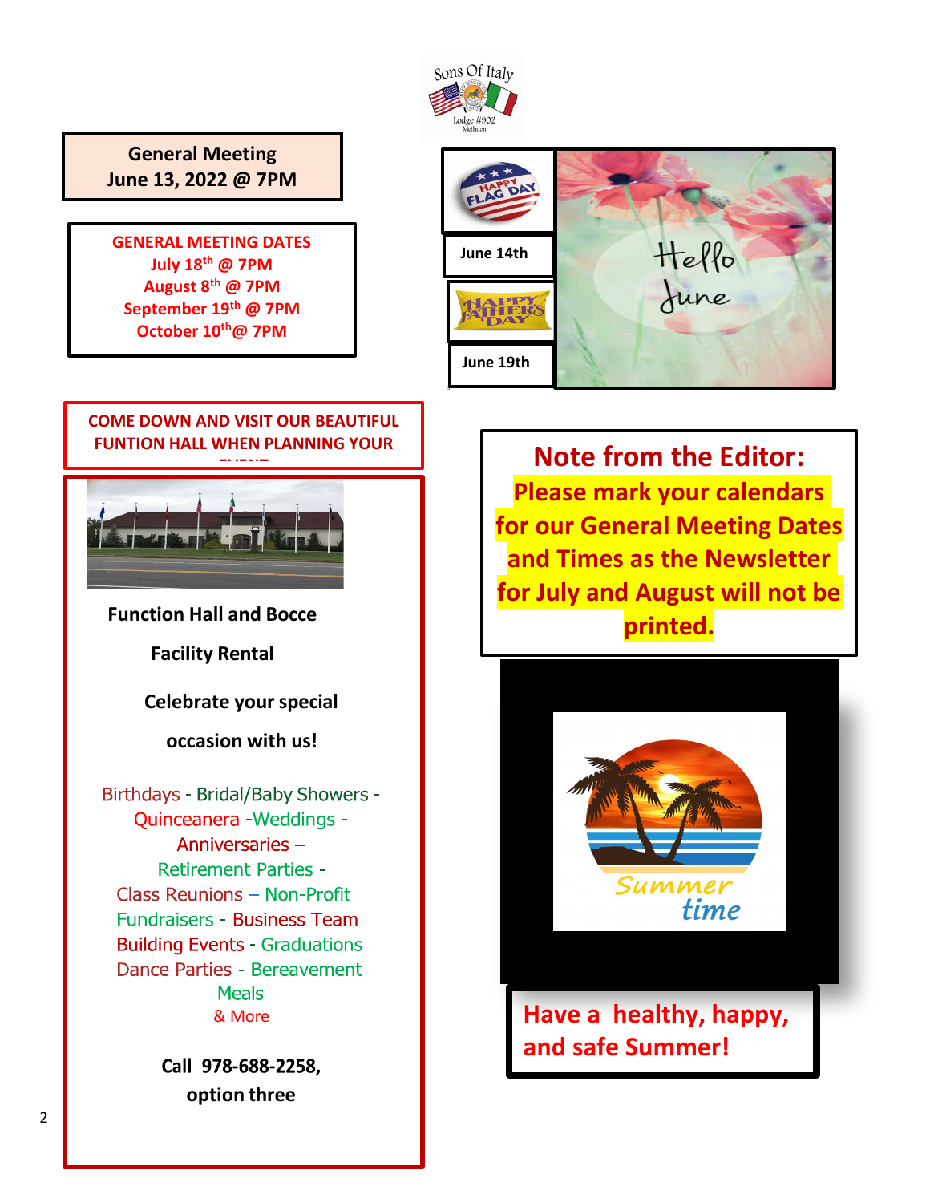Sons Of Italy Lodge #902 Methuen

**General Meeting**
**June 13, 2022 @ 7PM**

**GENERAL MEETING DATES**
**July 18th @ 7PM**
**August 8th @ 7PM**
**September 19th @ 7PM**
**October 10th@ 7PM**

HAPPY FLAG DAY

**June 14th**

HAPPY FATHER'S DAY

**June 19th**

Hello June

**COME DOWN AND VISIT OUR BEAUTIFUL FUNTION HALL WHEN PLANNING YOUR EVENT**

**Function Hall and Bocce**

**Facility Rental**

**Celebrate your special occasion with us!**

Birthdays - Bridal/Baby Showers - Quinceanera -Weddings - Anniversaries – Retirement Parties - Class Reunions – Non-Profit Fundraisers - Business Team Building Events - Graduations Dance Parties - Bereavement Meals
& More

**Call 978-688-2258, option three**

## Note from the Editor:

**Please mark your calendars for our General Meeting Dates and Times as the Newsletter for July and August will not be printed.**

Summer time

**Have a healthy, happy, and safe Summer!**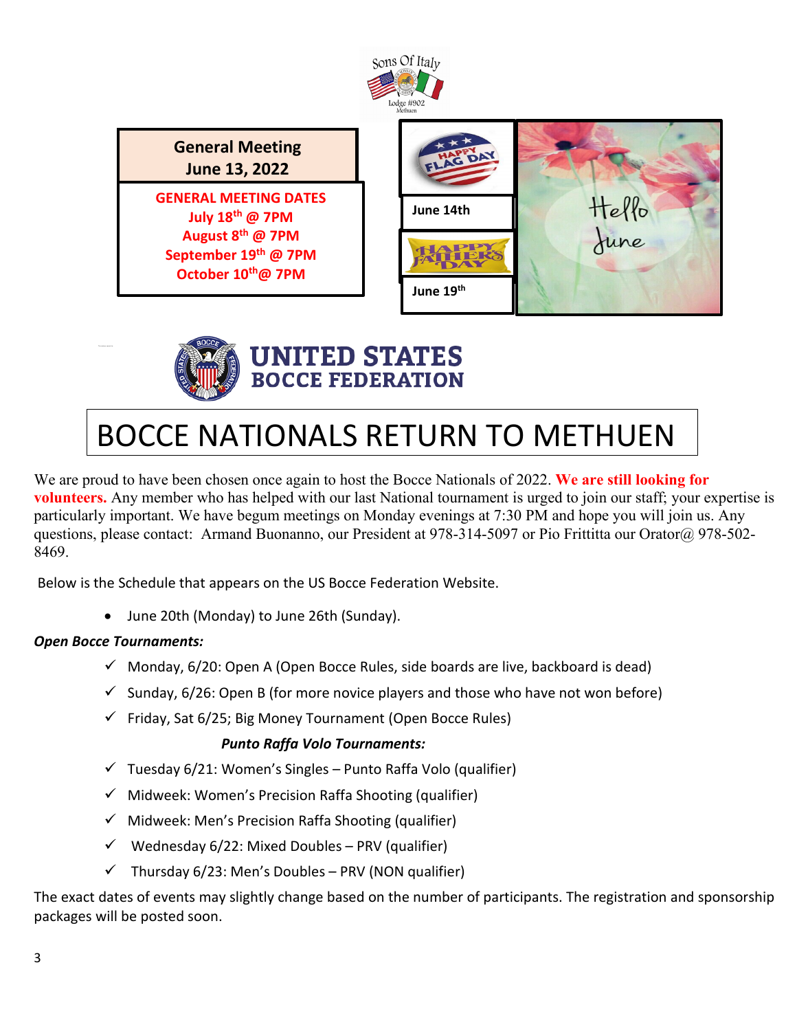Sons Of Italy

Lodge #902 Methuen

**General Meeting**
**June 13, 2022**

**GENERAL MEETING DATES**
**July 18th @ 7PM**
**August 8th @ 7PM**
**September 19th @ 7PM**
**October 10th@ 7PM**

**June 14th**

**June 19th**

UNITED STATES
BOCCE FEDERATION

# BOCCE NATIONALS RETURN TO METHUEN

We are proud to have been chosen once again to host the Bocce Nationals of 2022. **We are still looking for volunteers.** Any member who has helped with our last National tournament is urged to join our staff; your expertise is particularly important. We have begum meetings on Monday evenings at 7:30 PM and hope you will join us. Any questions, please contact: Armand Buonanno, our President at 978-314-5097 or Pio Frittitta our Orator@ 978-502-8469.

Below is the Schedule that appears on the US Bocce Federation Website.

- June 20th (Monday) to June 26th (Sunday).

***Open Bocce Tournaments:***

- ✓ Monday, 6/20: Open A (Open Bocce Rules, side boards are live, backboard is dead)
- ✓ Sunday, 6/26: Open B (for more novice players and those who have not won before)
- ✓ Friday, Sat 6/25; Big Money Tournament (Open Bocce Rules)

***Punto Raffa Volo Tournaments:***

- ✓ Tuesday 6/21: Women's Singles – Punto Raffa Volo (qualifier)
- ✓ Midweek: Women's Precision Raffa Shooting (qualifier)
- ✓ Midweek: Men's Precision Raffa Shooting (qualifier)
- ✓ Wednesday 6/22: Mixed Doubles – PRV (qualifier)
- ✓ Thursday 6/23: Men's Doubles – PRV (NON qualifier)

The exact dates of events may slightly change based on the number of participants. The registration and sponsorship packages will be posted soon.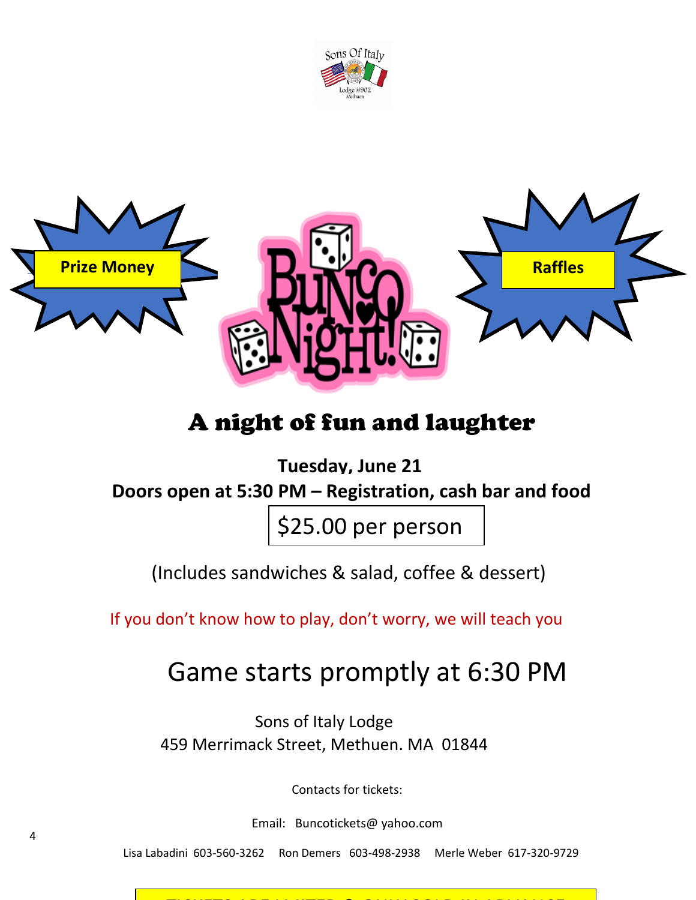Sons Of Italy
Lodge #902
Methuen

**Prize Money**

# Bunco Night!

**Raffles**

## A night of fun and laughter

**Tuesday, June 21**

**Doors open at 5:30 PM – Registration, cash bar and food**

$25.00 per person

(Includes sandwiches & salad, coffee & dessert)

If you don't know how to play, don't worry, we will teach you

## Game starts promptly at 6:30 PM

Sons of Italy Lodge
459 Merrimack Street, Methuen. MA 01844

Contacts for tickets:

Email: Buncotickets@ yahoo.com

Lisa Labadini 603-560-3262 Ron Demers 603-498-2938 Merle Weber 617-320-9729